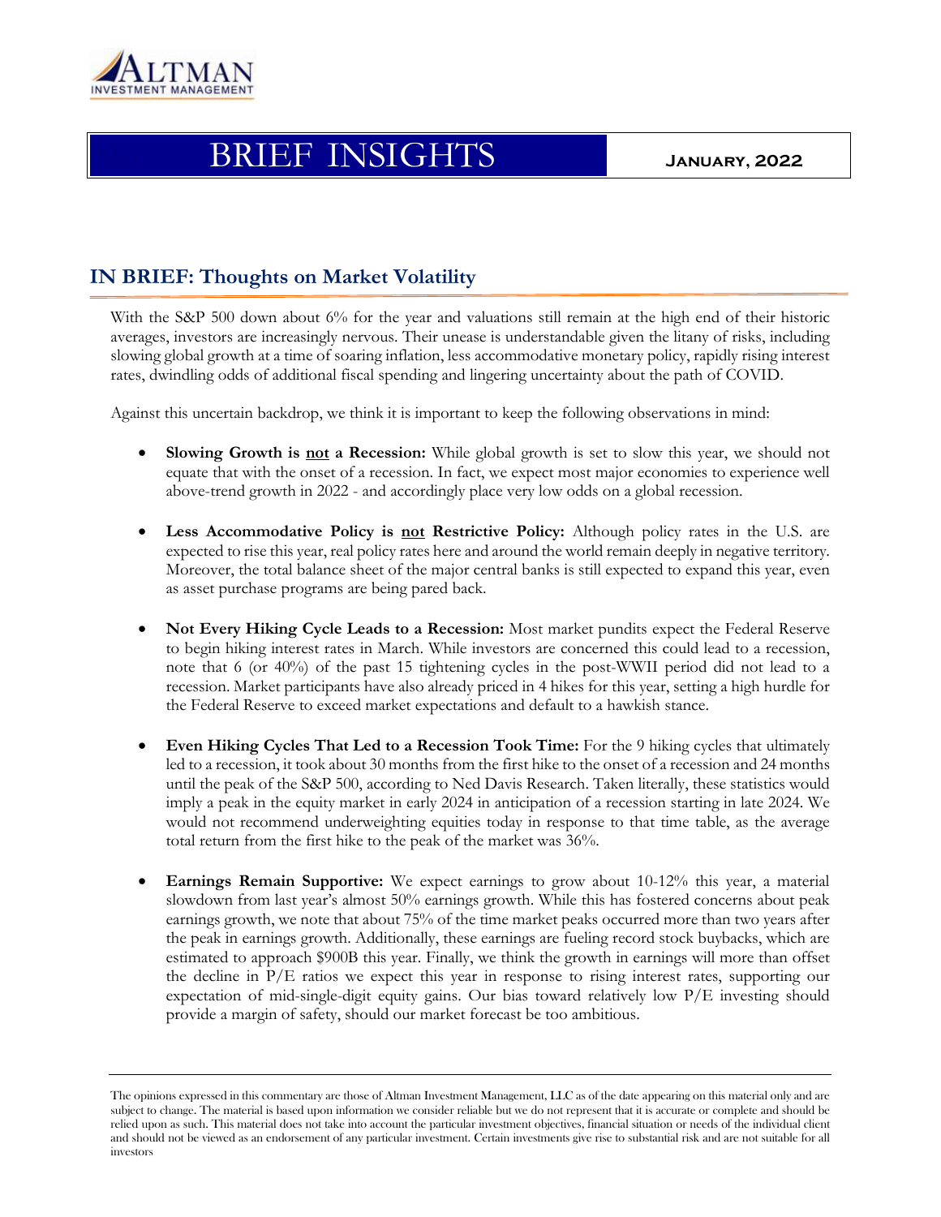ALTMAN INVESTMENT MANAGEMENT

# BRIEF INSIGHTS

**January, 2022**

## IN BRIEF: Thoughts on Market Volatility

With the S&P 500 down about 6% for the year and valuations still remain at the high end of their historic averages, investors are increasingly nervous. Their unease is understandable given the litany of risks, including slowing global growth at a time of soaring inflation, less accommodative monetary policy, rapidly rising interest rates, dwindling odds of additional fiscal spending and lingering uncertainty about the path of COVID.

Against this uncertain backdrop, we think it is important to keep the following observations in mind:

- **Slowing Growth is <u>not</u> a Recession:** While global growth is set to slow this year, we should not equate that with the onset of a recession. In fact, we expect most major economies to experience well above-trend growth in 2022 - and accordingly place very low odds on a global recession.

- **Less Accommodative Policy is <u>not</u> Restrictive Policy:** Although policy rates in the U.S. are expected to rise this year, real policy rates here and around the world remain deeply in negative territory. Moreover, the total balance sheet of the major central banks is still expected to expand this year, even as asset purchase programs are being pared back.

- **Not Every Hiking Cycle Leads to a Recession:** Most market pundits expect the Federal Reserve to begin hiking interest rates in March. While investors are concerned this could lead to a recession, note that 6 (or 40%) of the past 15 tightening cycles in the post-WWII period did not lead to a recession. Market participants have also already priced in 4 hikes for this year, setting a high hurdle for the Federal Reserve to exceed market expectations and default to a hawkish stance.

- **Even Hiking Cycles That Led to a Recession Took Time:** For the 9 hiking cycles that ultimately led to a recession, it took about 30 months from the first hike to the onset of a recession and 24 months until the peak of the S&P 500, according to Ned Davis Research. Taken literally, these statistics would imply a peak in the equity market in early 2024 in anticipation of a recession starting in late 2024. We would not recommend underweighting equities today in response to that time table, as the average total return from the first hike to the peak of the market was 36%.

- **Earnings Remain Supportive:** We expect earnings to grow about 10-12% this year, a material slowdown from last year's almost 50% earnings growth. While this has fostered concerns about peak earnings growth, we note that about 75% of the time market peaks occurred more than two years after the peak in earnings growth. Additionally, these earnings are fueling record stock buybacks, which are estimated to approach $900B this year. Finally, we think the growth in earnings will more than offset the decline in P/E ratios we expect this year in response to rising interest rates, supporting our expectation of mid-single-digit equity gains. Our bias toward relatively low P/E investing should provide a margin of safety, should our market forecast be too ambitious.

---

The opinions expressed in this commentary are those of Altman Investment Management, LLC as of the date appearing on this material only and are subject to change. The material is based upon information we consider reliable but we do not represent that it is accurate or complete and should be relied upon as such. This material does not take into account the particular investment objectives, financial situation or needs of the individual client and should not be viewed as an endorsement of any particular investment. Certain investments give rise to substantial risk and are not suitable for all investors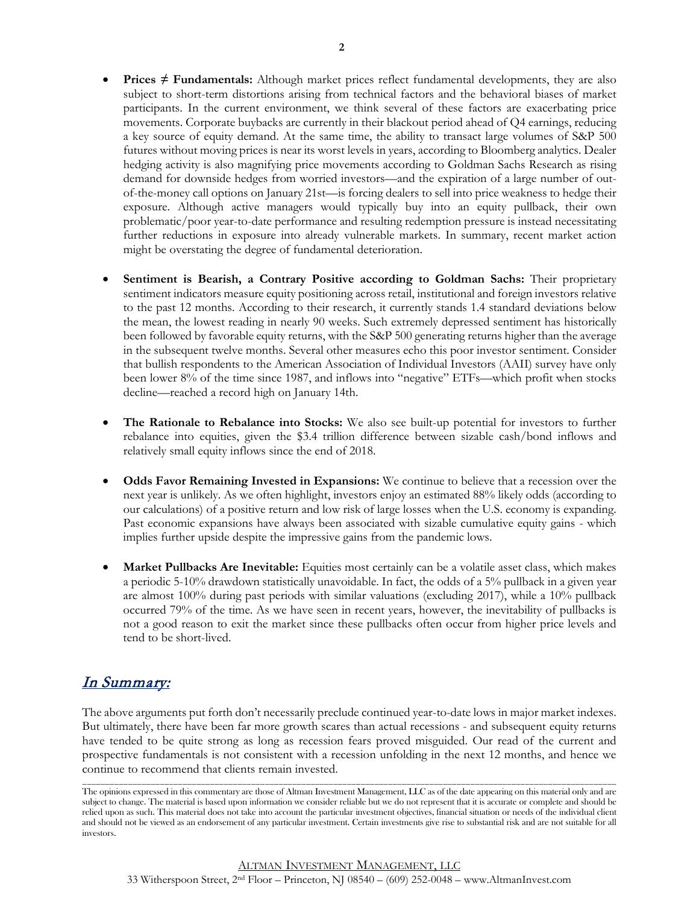- **Prices ≠ Fundamentals:** Although market prices reflect fundamental developments, they are also subject to short-term distortions arising from technical factors and the behavioral biases of market participants. In the current environment, we think several of these factors are exacerbating price movements. Corporate buybacks are currently in their blackout period ahead of Q4 earnings, reducing a key source of equity demand. At the same time, the ability to transact large volumes of S&P 500 futures without moving prices is near its worst levels in years, according to Bloomberg analytics. Dealer hedging activity is also magnifying price movements according to Goldman Sachs Research as rising demand for downside hedges from worried investors—and the expiration of a large number of out-of-the-money call options on January 21st—is forcing dealers to sell into price weakness to hedge their exposure. Although active managers would typically buy into an equity pullback, their own problematic/poor year-to-date performance and resulting redemption pressure is instead necessitating further reductions in exposure into already vulnerable markets. In summary, recent market action might be overstating the degree of fundamental deterioration.

- **Sentiment is Bearish, a Contrary Positive according to Goldman Sachs:** Their proprietary sentiment indicators measure equity positioning across retail, institutional and foreign investors relative to the past 12 months. According to their research, it currently stands 1.4 standard deviations below the mean, the lowest reading in nearly 90 weeks. Such extremely depressed sentiment has historically been followed by favorable equity returns, with the S&P 500 generating returns higher than the average in the subsequent twelve months. Several other measures echo this poor investor sentiment. Consider that bullish respondents to the American Association of Individual Investors (AAII) survey have only been lower 8% of the time since 1987, and inflows into "negative" ETFs—which profit when stocks decline—reached a record high on January 14th.

- **The Rationale to Rebalance into Stocks:** We also see built-up potential for investors to further rebalance into equities, given the $3.4 trillion difference between sizable cash/bond inflows and relatively small equity inflows since the end of 2018.

- **Odds Favor Remaining Invested in Expansions:** We continue to believe that a recession over the next year is unlikely. As we often highlight, investors enjoy an estimated 88% likely odds (according to our calculations) of a positive return and low risk of large losses when the U.S. economy is expanding. Past economic expansions have always been associated with sizable cumulative equity gains - which implies further upside despite the impressive gains from the pandemic lows.

- **Market Pullbacks Are Inevitable:** Equities most certainly can be a volatile asset class, which makes a periodic 5-10% drawdown statistically unavoidable. In fact, the odds of a 5% pullback in a given year are almost 100% during past periods with similar valuations (excluding 2017), while a 10% pullback occurred 79% of the time. As we have seen in recent years, however, the inevitability of pullbacks is not a good reason to exit the market since these pullbacks often occur from higher price levels and tend to be short-lived.

## *In Summary:*

The above arguments put forth don't necessarily preclude continued year-to-date lows in major market indexes. But ultimately, there have been far more growth scares than actual recessions - and subsequent equity returns have tended to be quite strong as long as recession fears proved misguided. Our read of the current and prospective fundamentals is not consistent with a recession unfolding in the next 12 months, and hence we continue to recommend that clients remain invested.

---

The opinions expressed in this commentary are those of Altman Investment Management, LLC as of the date appearing on this material only and are subject to change. The material is based upon information we consider reliable but we do not represent that it is accurate or complete and should be relied upon as such. This material does not take into account the particular investment objectives, financial situation or needs of the individual client and should not be viewed as an endorsement of any particular investment. Certain investments give rise to substantial risk and are not suitable for all investors.

ALTMAN INVESTMENT MANAGEMENT, LLC

33 Witherspoon Street, 2nd Floor – Princeton, NJ 08540 – (609) 252-0048 – www.AltmanInvest.com